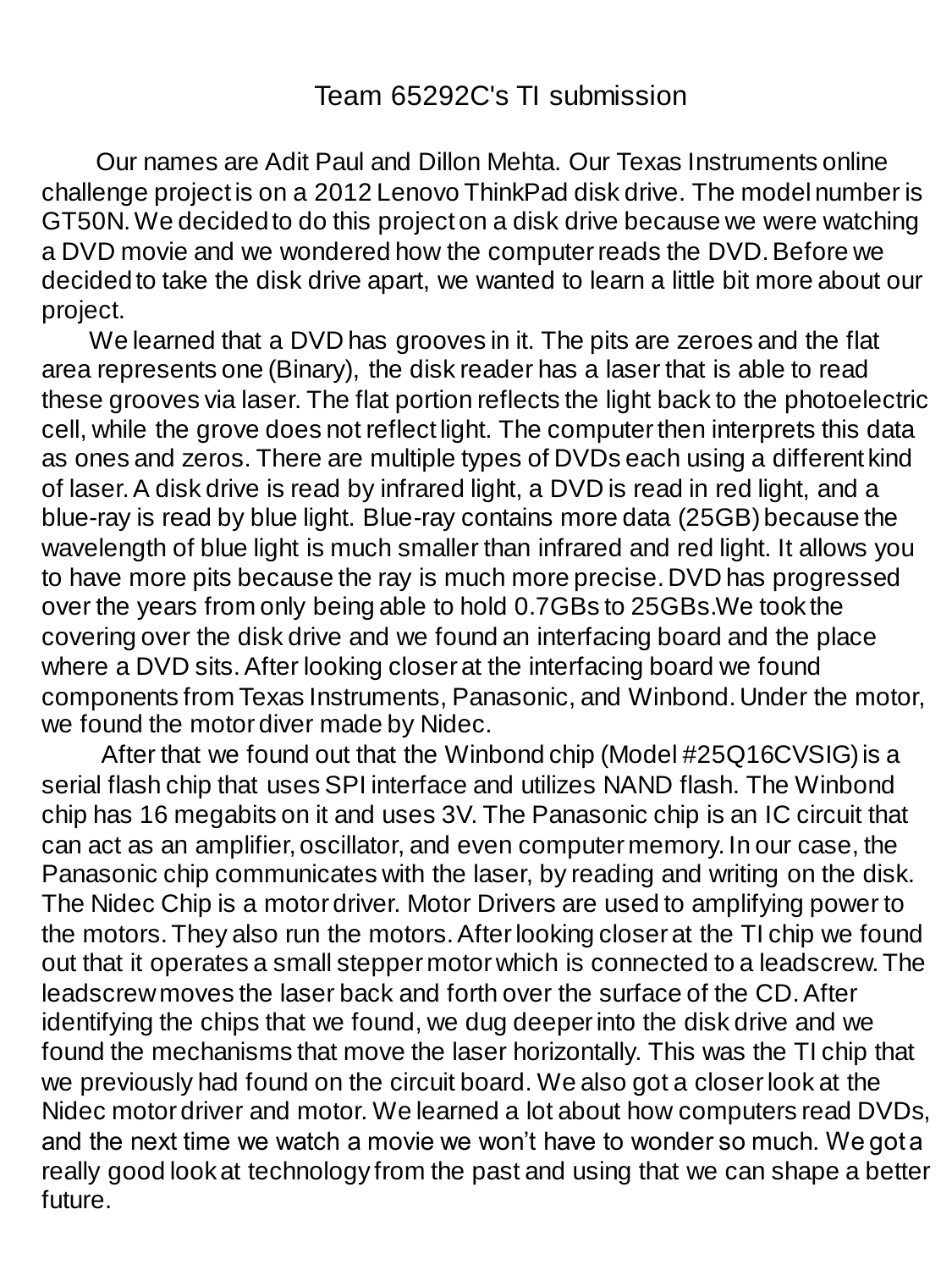# Team 65292C's TI submission

Our names are Adit Paul and Dillon Mehta. Our Texas Instruments online challenge project is on a 2012 Lenovo ThinkPad disk drive. The model number is GT50N. We decided to do this project on a disk drive because we were watching a DVD movie and we wondered how the computer reads the DVD. Before we decided to take the disk drive apart, we wanted to learn a little bit more about our project.

We learned that a DVD has grooves in it. The pits are zeroes and the flat area represents one (Binary), the disk reader has a laser that is able to read these grooves via laser. The flat portion reflects the light back to the photoelectric cell, while the grove does not reflect light. The computer then interprets this data as ones and zeros. There are multiple types of DVDs each using a different kind of laser. A disk drive is read by infrared light, a DVD is read in red light, and a blue-ray is read by blue light. Blue-ray contains more data (25GB) because the wavelength of blue light is much smaller than infrared and red light. It allows you to have more pits because the ray is much more precise. DVD has progressed over the years from only being able to hold 0.7GBs to 25GBs.We took the covering over the disk drive and we found an interfacing board and the place where a DVD sits. After looking closer at the interfacing board we found components from Texas Instruments, Panasonic, and Winbond. Under the motor, we found the motor diver made by Nidec.

After that we found out that the Winbond chip (Model #25Q16CVSIG) is a serial flash chip that uses SPI interface and utilizes NAND flash. The Winbond chip has 16 megabits on it and uses 3V. The Panasonic chip is an IC circuit that can act as an amplifier, oscillator, and even computer memory. In our case, the Panasonic chip communicates with the laser, by reading and writing on the disk. The Nidec Chip is a motor driver. Motor Drivers are used to amplifying power to the motors. They also run the motors. After looking closer at the TI chip we found out that it operates a small stepper motor which is connected to a leadscrew. The leadscrew moves the laser back and forth over the surface of the CD. After identifying the chips that we found, we dug deeper into the disk drive and we found the mechanisms that move the laser horizontally. This was the TI chip that we previously had found on the circuit board. We also got a closer look at the Nidec motor driver and motor. We learned a lot about how computers read DVDs, and the next time we watch a movie we won't have to wonder so much. We got a really good look at technology from the past and using that we can shape a better future.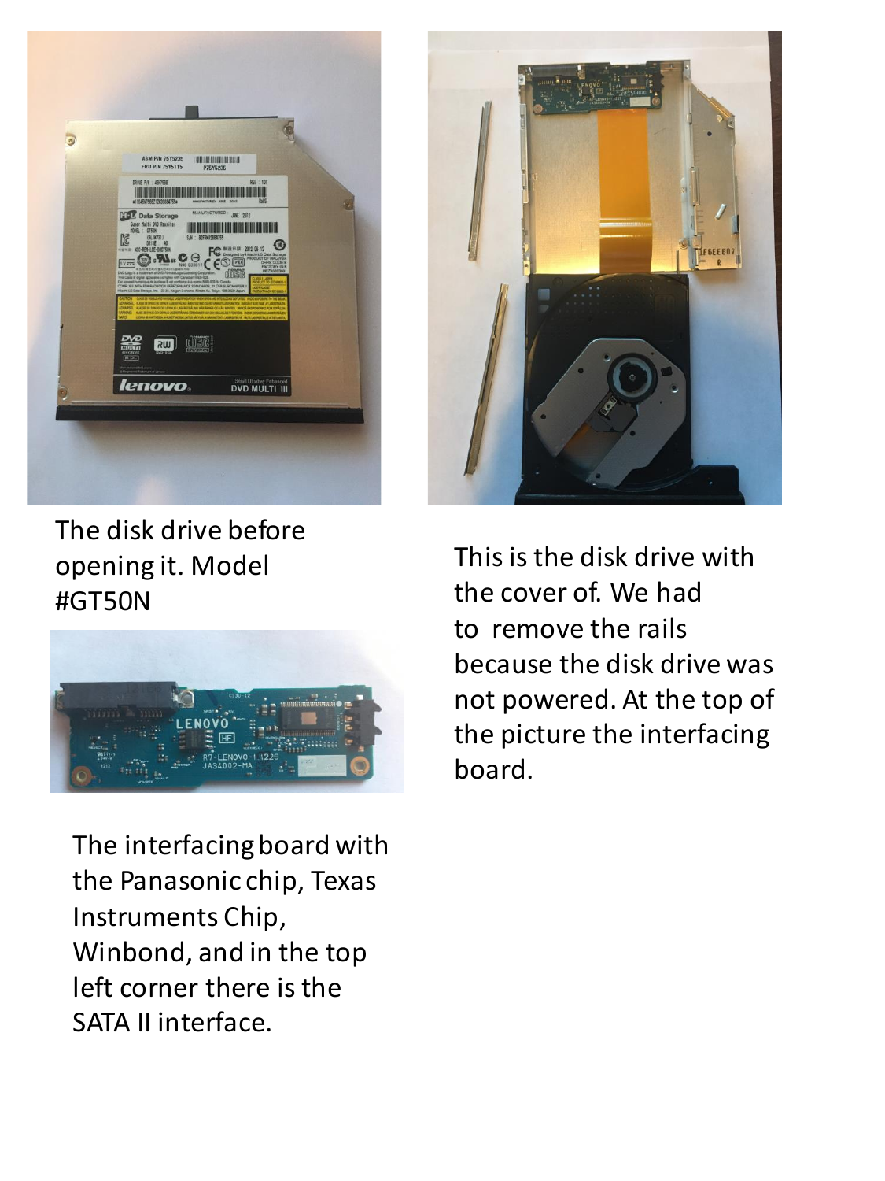The disk drive before opening it. Model #GT50N

This is the disk drive with the cover of. We had to remove the rails because the disk drive was not powered. At the top of the picture the interfacing board.

The interfacing board with the Panasonic chip, Texas Instruments Chip, Winbond, and in the top left corner there is the SATA II interface.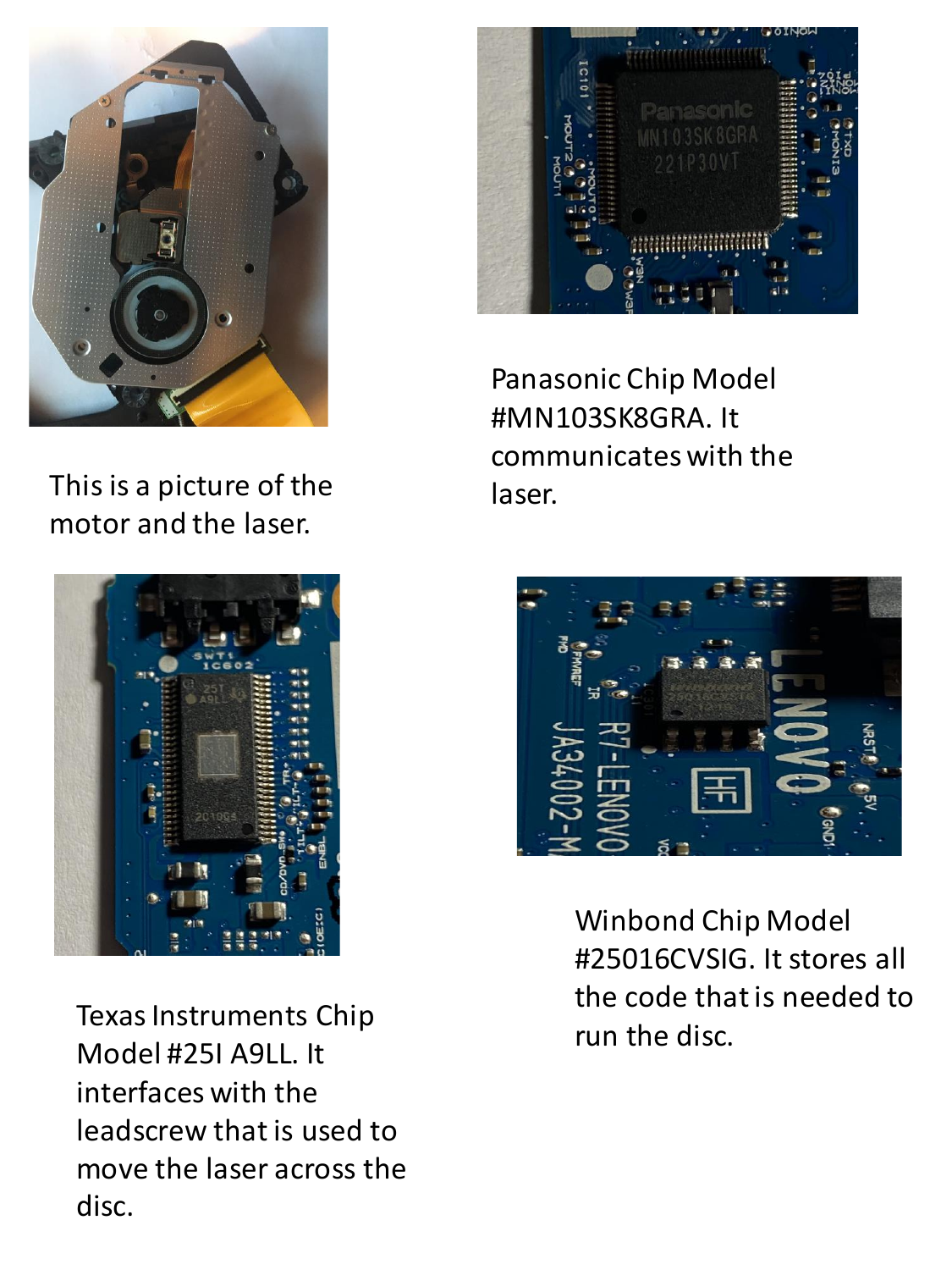This is a picture of the motor and the laser.

Panasonic Chip Model #MN103SK8GRA. It communicates with the laser.

Texas Instruments Chip Model #25I A9LL. It interfaces with the leadscrew that is used to move the laser across the disc.

Winbond Chip Model #25016CVSIG. It stores all the code that is needed to run the disc.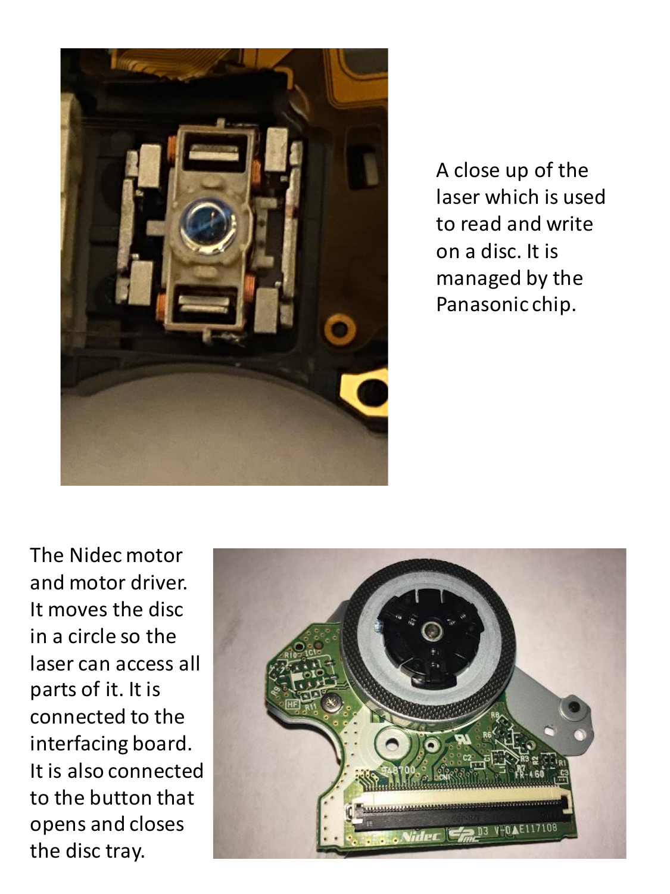A close up of the laser which is used to read and write on a disc. It is managed by the Panasonic chip.

The Nidec motor and motor driver. It moves the disc in a circle so the laser can access all parts of it. It is connected to the interfacing board. It is also connected to the button that opens and closes the disc tray.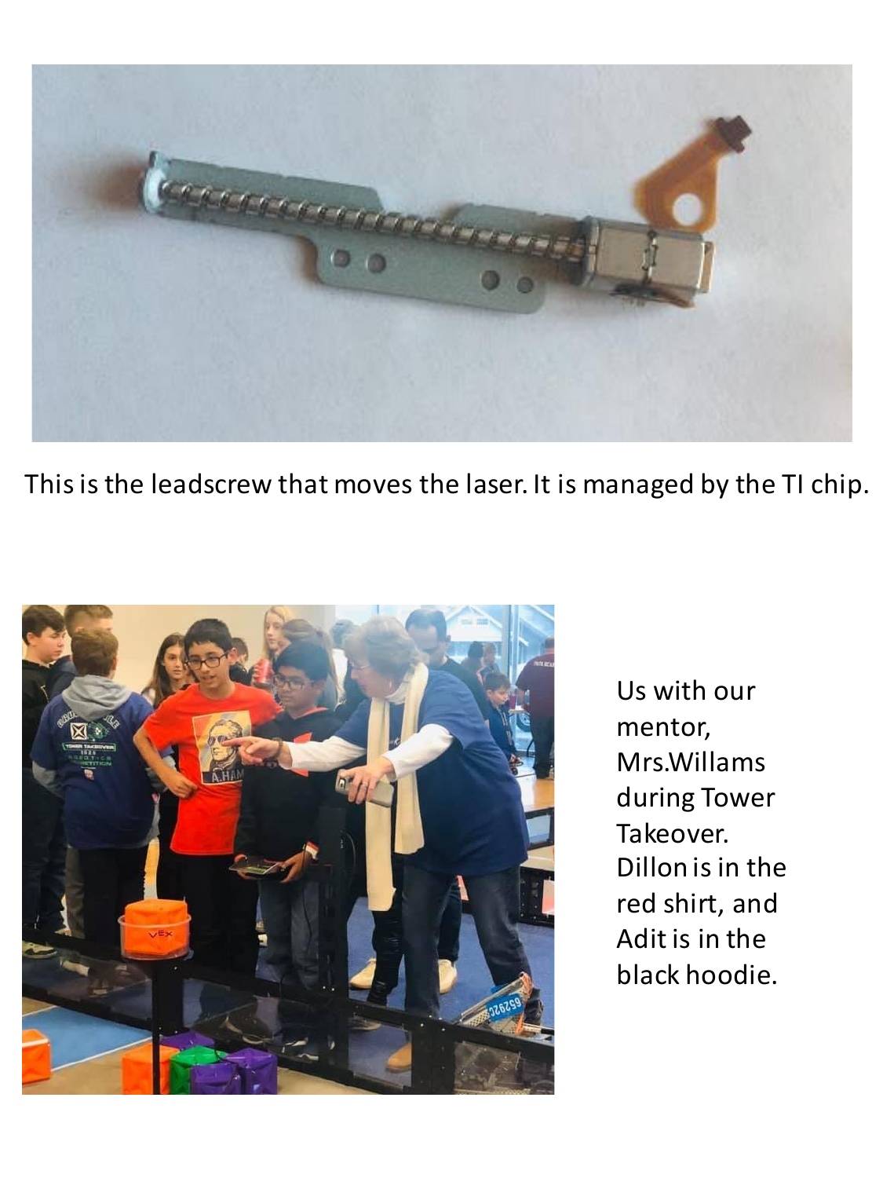This is the leadscrew that moves the laser. It is managed by the TI chip.

Us with our mentor, Mrs.Willams during Tower Takeover. Dillon is in the red shirt, and Adit is in the black hoodie.